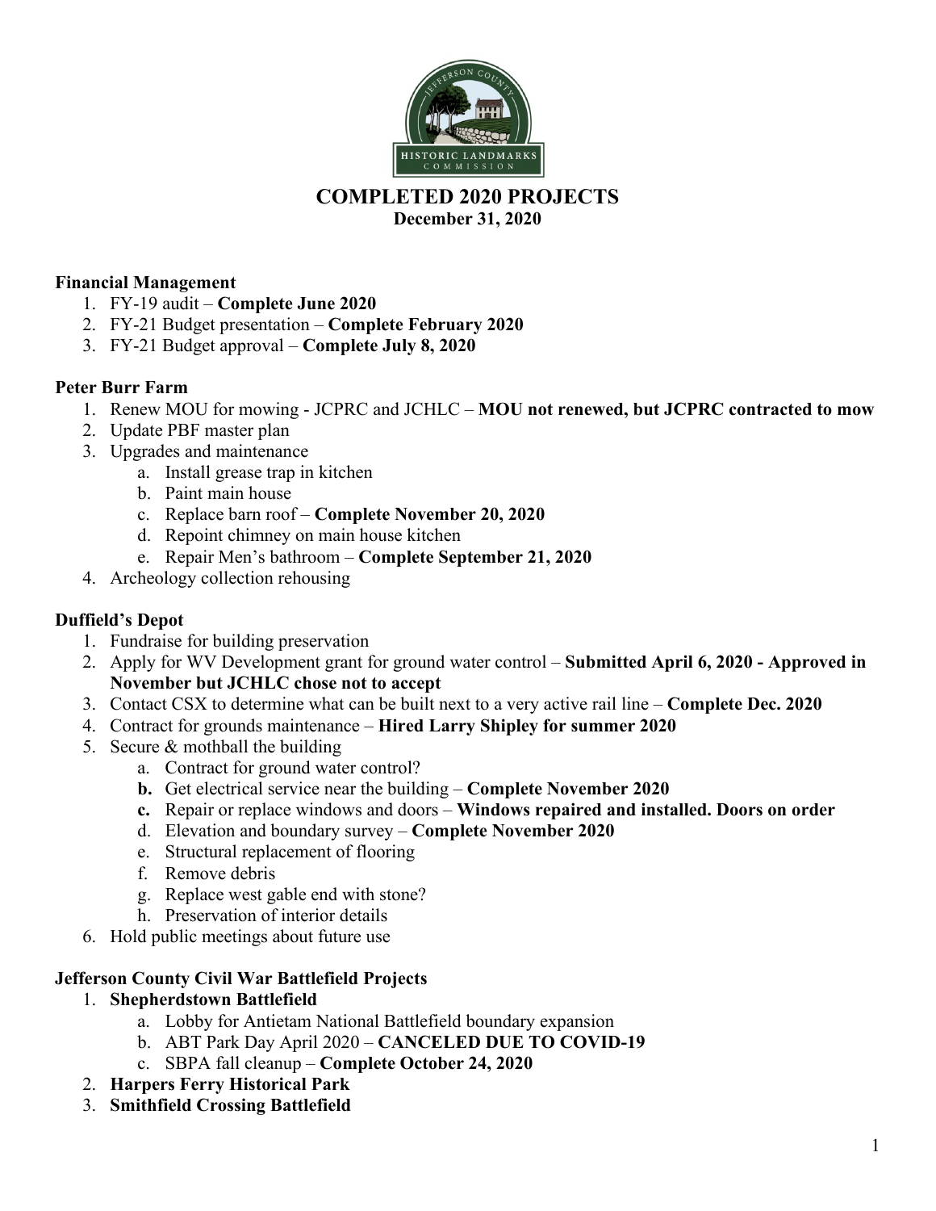# COMPLETED 2020 PROJECTS

**December 31, 2020**

**Financial Management**

1. FY-19 audit – **Complete June 2020**
2. FY-21 Budget presentation – **Complete February 2020**
3. FY-21 Budget approval – **Complete July 8, 2020**

**Peter Burr Farm**

1. Renew MOU for mowing - JCPRC and JCHLC – **MOU not renewed, but JCPRC contracted to mow**
2. Update PBF master plan
3. Upgrades and maintenance
   a. Install grease trap in kitchen
   b. Paint main house
   c. Replace barn roof – **Complete November 20, 2020**
   d. Repoint chimney on main house kitchen
   e. Repair Men's bathroom – **Complete September 21, 2020**
4. Archeology collection rehousing

**Duffield's Depot**

1. Fundraise for building preservation
2. Apply for WV Development grant for ground water control – **Submitted April 6, 2020 - Approved in November but JCHLC chose not to accept**
3. Contact CSX to determine what can be built next to a very active rail line – **Complete Dec. 2020**
4. Contract for grounds maintenance – **Hired Larry Shipley for summer 2020**
5. Secure & mothball the building
   a. Contract for ground water control?
   **b.** Get electrical service near the building – **Complete November 2020**
   **c.** Repair or replace windows and doors – **Windows repaired and installed. Doors on order**
   d. Elevation and boundary survey – **Complete November 2020**
   e. Structural replacement of flooring
   f. Remove debris
   g. Replace west gable end with stone?
   h. Preservation of interior details
6. Hold public meetings about future use

**Jefferson County Civil War Battlefield Projects**

1. **Shepherdstown Battlefield**
   a. Lobby for Antietam National Battlefield boundary expansion
   b. ABT Park Day April 2020 – **CANCELED DUE TO COVID-19**
   c. SBPA fall cleanup – **Complete October 24, 2020**
2. **Harpers Ferry Historical Park**
3. **Smithfield Crossing Battlefield**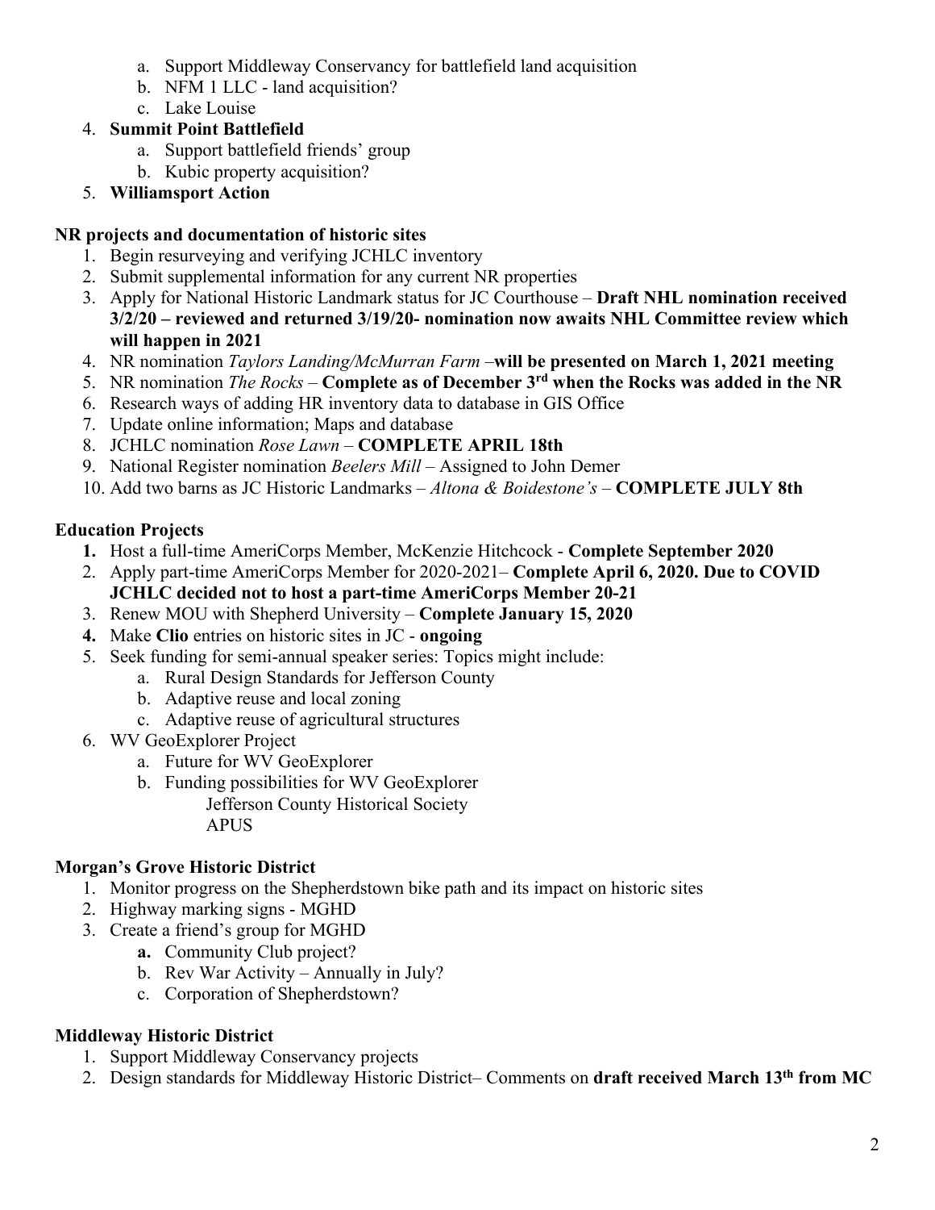a. Support Middleway Conservancy for battlefield land acquisition
   b. NFM 1 LLC - land acquisition?
   c. Lake Louise
4. **Summit Point Battlefield**
   a. Support battlefield friends' group
   b. Kubic property acquisition?
5. **Williamsport Action**

**NR projects and documentation of historic sites**

1. Begin resurveying and verifying JCHLC inventory
2. Submit supplemental information for any current NR properties
3. Apply for National Historic Landmark status for JC Courthouse – **Draft NHL nomination received 3/2/20 – reviewed and returned 3/19/20- nomination now awaits NHL Committee review which will happen in 2021**
4. NR nomination *Taylors Landing/McMurran Farm* –**will be presented on March 1, 2021 meeting**
5. NR nomination *The Rocks* – **Complete as of December 3rd when the Rocks was added in the NR**
6. Research ways of adding HR inventory data to database in GIS Office
7. Update online information; Maps and database
8. JCHLC nomination *Rose Lawn* – **COMPLETE APRIL 18th**
9. National Register nomination *Beelers Mill* – Assigned to John Demer
10. Add two barns as JC Historic Landmarks – *Altona & Boidestone's* – **COMPLETE JULY 8th**

**Education Projects**

1. Host a full-time AmeriCorps Member, McKenzie Hitchcock - **Complete September 2020**
2. Apply part-time AmeriCorps Member for 2020-2021– **Complete April 6, 2020. Due to COVID JCHLC decided not to host a part-time AmeriCorps Member 20-21**
3. Renew MOU with Shepherd University – **Complete January 15, 2020**
4. Make **Clio** entries on historic sites in JC - **ongoing**
5. Seek funding for semi-annual speaker series: Topics might include:
   a. Rural Design Standards for Jefferson County
   b. Adaptive reuse and local zoning
   c. Adaptive reuse of agricultural structures
6. WV GeoExplorer Project
   a. Future for WV GeoExplorer
   b. Funding possibilities for WV GeoExplorer
      Jefferson County Historical Society
      APUS

**Morgan's Grove Historic District**

1. Monitor progress on the Shepherdstown bike path and its impact on historic sites
2. Highway marking signs - MGHD
3. Create a friend's group for MGHD
   a. Community Club project?
   b. Rev War Activity – Annually in July?
   c. Corporation of Shepherdstown?

**Middleway Historic District**

1. Support Middleway Conservancy projects
2. Design standards for Middleway Historic District– Comments on **draft received March 13th from MC**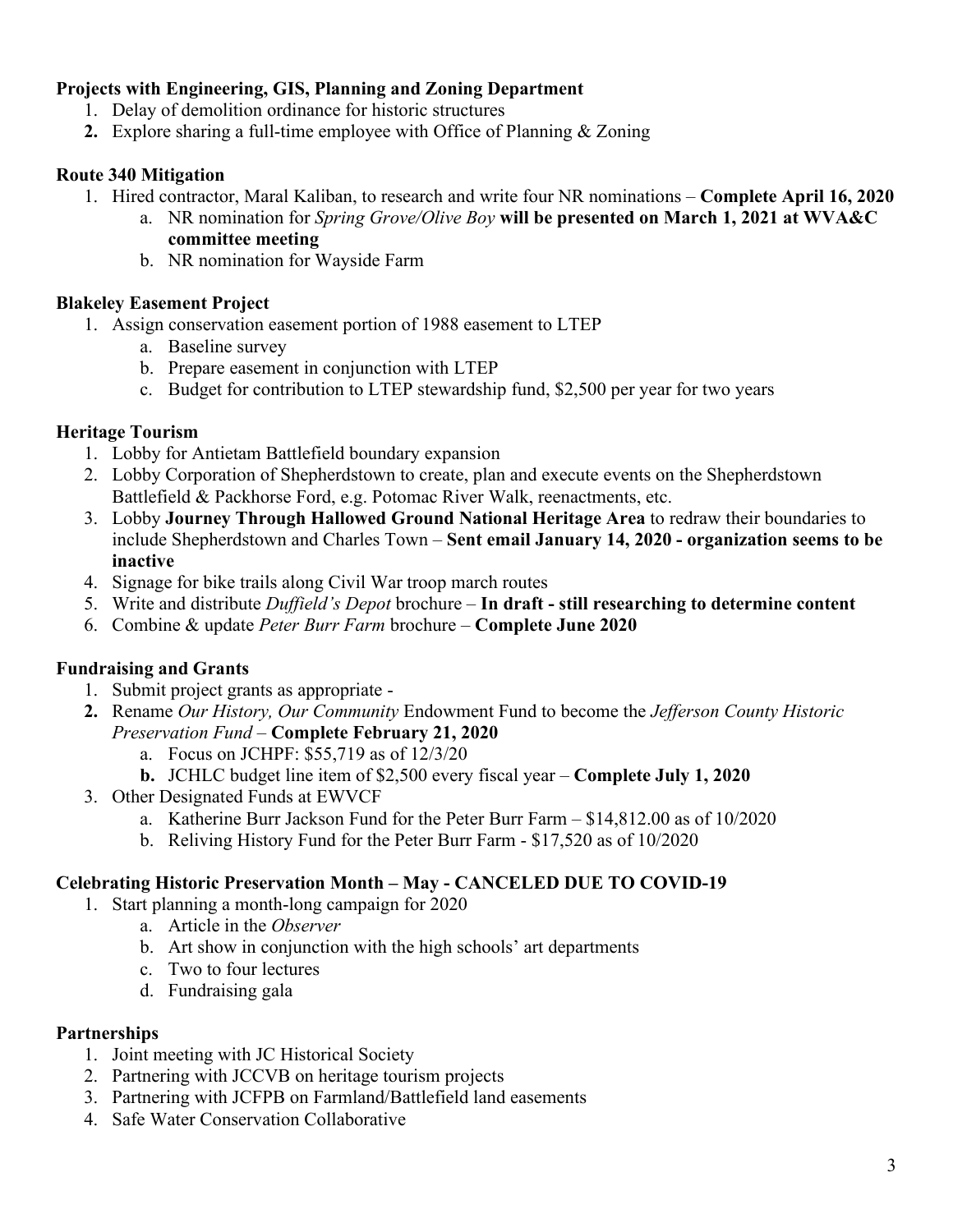**Projects with Engineering, GIS, Planning and Zoning Department**

1. Delay of demolition ordinance for historic structures
2. Explore sharing a full-time employee with Office of Planning & Zoning

**Route 340 Mitigation**

1. Hired contractor, Maral Kaliban, to research and write four NR nominations – **Complete April 16, 2020**
   a. NR nomination for *Spring Grove/Olive Boy* **will be presented on March 1, 2021 at WVA&C committee meeting**
   b. NR nomination for Wayside Farm

**Blakeley Easement Project**

1. Assign conservation easement portion of 1988 easement to LTEP
   a. Baseline survey
   b. Prepare easement in conjunction with LTEP
   c. Budget for contribution to LTEP stewardship fund, $2,500 per year for two years

**Heritage Tourism**

1. Lobby for Antietam Battlefield boundary expansion
2. Lobby Corporation of Shepherdstown to create, plan and execute events on the Shepherdstown Battlefield & Packhorse Ford, e.g. Potomac River Walk, reenactments, etc.
3. Lobby **Journey Through Hallowed Ground National Heritage Area** to redraw their boundaries to include Shepherdstown and Charles Town – **Sent email January 14, 2020 - organization seems to be inactive**
4. Signage for bike trails along Civil War troop march routes
5. Write and distribute *Duffield's Depot* brochure – **In draft - still researching to determine content**
6. Combine & update *Peter Burr Farm* brochure – **Complete June 2020**

**Fundraising and Grants**

1. Submit project grants as appropriate -
2. Rename *Our History, Our Community* Endowment Fund to become the *Jefferson County Historic Preservation Fund* – **Complete February 21, 2020**
   a. Focus on JCHPF: $55,719 as of 12/3/20
   b. JCHLC budget line item of $2,500 every fiscal year – **Complete July 1, 2020**
3. Other Designated Funds at EWVCF
   a. Katherine Burr Jackson Fund for the Peter Burr Farm – $14,812.00 as of 10/2020
   b. Reliving History Fund for the Peter Burr Farm - $17,520 as of 10/2020

**Celebrating Historic Preservation Month – May - CANCELED DUE TO COVID-19**

1. Start planning a month-long campaign for 2020
   a. Article in the *Observer*
   b. Art show in conjunction with the high schools' art departments
   c. Two to four lectures
   d. Fundraising gala

**Partnerships**

1. Joint meeting with JC Historical Society
2. Partnering with JCCVB on heritage tourism projects
3. Partnering with JCFPB on Farmland/Battlefield land easements
4. Safe Water Conservation Collaborative